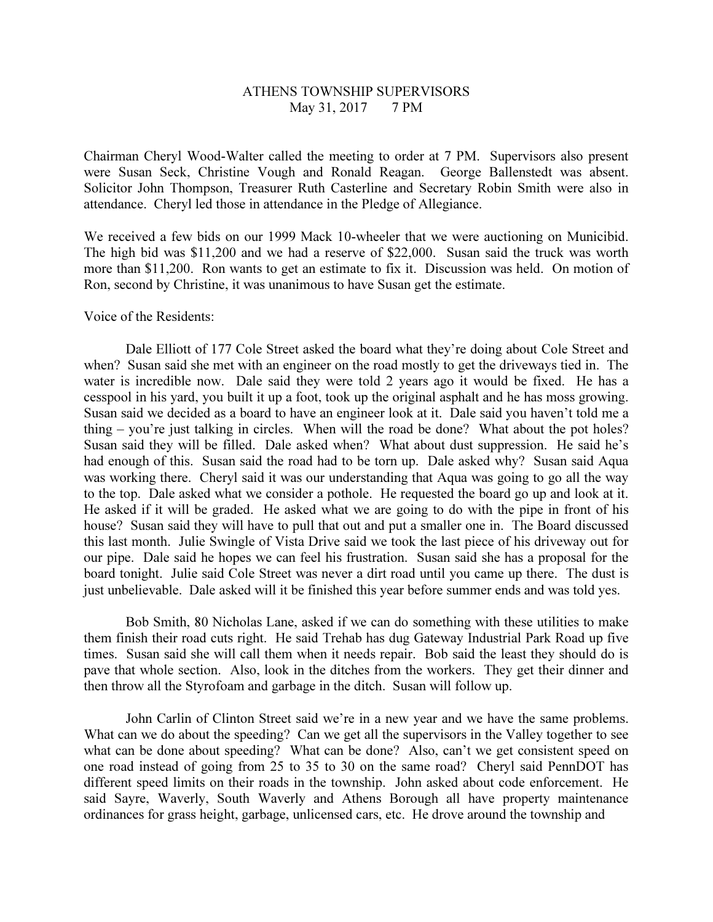# ATHENS TOWNSHIP SUPERVISORS

May 31, 2017 7 PM

Chairman Cheryl Wood-Walter called the meeting to order at 7 PM. Supervisors also present were Susan Seck, Christine Vough and Ronald Reagan. George Ballenstedt was absent. Solicitor John Thompson, Treasurer Ruth Casterline and Secretary Robin Smith were also in attendance. Cheryl led those in attendance in the Pledge of Allegiance.

We received a few bids on our 1999 Mack 10-wheeler that we were auctioning on Municibid. The high bid was $11,200 and we had a reserve of $22,000. Susan said the truck was worth more than $11,200. Ron wants to get an estimate to fix it. Discussion was held. On motion of Ron, second by Christine, it was unanimous to have Susan get the estimate.

Voice of the Residents:

Dale Elliott of 177 Cole Street asked the board what they're doing about Cole Street and when? Susan said she met with an engineer on the road mostly to get the driveways tied in. The water is incredible now. Dale said they were told 2 years ago it would be fixed. He has a cesspool in his yard, you built it up a foot, took up the original asphalt and he has moss growing. Susan said we decided as a board to have an engineer look at it. Dale said you haven't told me a thing – you're just talking in circles. When will the road be done? What about the pot holes? Susan said they will be filled. Dale asked when? What about dust suppression. He said he's had enough of this. Susan said the road had to be torn up. Dale asked why? Susan said Aqua was working there. Cheryl said it was our understanding that Aqua was going to go all the way to the top. Dale asked what we consider a pothole. He requested the board go up and look at it. He asked if it will be graded. He asked what we are going to do with the pipe in front of his house? Susan said they will have to pull that out and put a smaller one in. The Board discussed this last month. Julie Swingle of Vista Drive said we took the last piece of his driveway out for our pipe. Dale said he hopes we can feel his frustration. Susan said she has a proposal for the board tonight. Julie said Cole Street was never a dirt road until you came up there. The dust is just unbelievable. Dale asked will it be finished this year before summer ends and was told yes.

Bob Smith, 80 Nicholas Lane, asked if we can do something with these utilities to make them finish their road cuts right. He said Trehab has dug Gateway Industrial Park Road up five times. Susan said she will call them when it needs repair. Bob said the least they should do is pave that whole section. Also, look in the ditches from the workers. They get their dinner and then throw all the Styrofoam and garbage in the ditch. Susan will follow up.

John Carlin of Clinton Street said we're in a new year and we have the same problems. What can we do about the speeding? Can we get all the supervisors in the Valley together to see what can be done about speeding? What can be done? Also, can't we get consistent speed on one road instead of going from 25 to 35 to 30 on the same road? Cheryl said PennDOT has different speed limits on their roads in the township. John asked about code enforcement. He said Sayre, Waverly, South Waverly and Athens Borough all have property maintenance ordinances for grass height, garbage, unlicensed cars, etc. He drove around the township and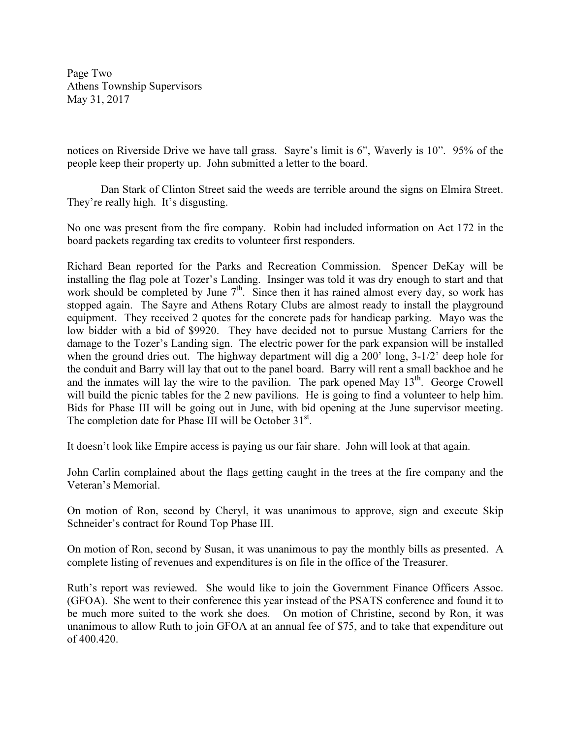notices on Riverside Drive we have tall grass. Sayre's limit is 6", Waverly is 10". 95% of the people keep their property up. John submitted a letter to the board.

Dan Stark of Clinton Street said the weeds are terrible around the signs on Elmira Street. They're really high. It's disgusting.

No one was present from the fire company. Robin had included information on Act 172 in the board packets regarding tax credits to volunteer first responders.

Richard Bean reported for the Parks and Recreation Commission. Spencer DeKay will be installing the flag pole at Tozer's Landing. Insinger was told it was dry enough to start and that work should be completed by June 7th. Since then it has rained almost every day, so work has stopped again. The Sayre and Athens Rotary Clubs are almost ready to install the playground equipment. They received 2 quotes for the concrete pads for handicap parking. Mayo was the low bidder with a bid of $9920. They have decided not to pursue Mustang Carriers for the damage to the Tozer's Landing sign. The electric power for the park expansion will be installed when the ground dries out. The highway department will dig a 200' long, 3-1/2' deep hole for the conduit and Barry will lay that out to the panel board. Barry will rent a small backhoe and he and the inmates will lay the wire to the pavilion. The park opened May 13th. George Crowell will build the picnic tables for the 2 new pavilions. He is going to find a volunteer to help him. Bids for Phase III will be going out in June, with bid opening at the June supervisor meeting. The completion date for Phase III will be October 31st.

It doesn't look like Empire access is paying us our fair share. John will look at that again.

John Carlin complained about the flags getting caught in the trees at the fire company and the Veteran's Memorial.

On motion of Ron, second by Cheryl, it was unanimous to approve, sign and execute Skip Schneider's contract for Round Top Phase III.

On motion of Ron, second by Susan, it was unanimous to pay the monthly bills as presented. A complete listing of revenues and expenditures is on file in the office of the Treasurer.

Ruth's report was reviewed. She would like to join the Government Finance Officers Assoc. (GFOA). She went to their conference this year instead of the PSATS conference and found it to be much more suited to the work she does. On motion of Christine, second by Ron, it was unanimous to allow Ruth to join GFOA at an annual fee of $75, and to take that expenditure out of 400.420.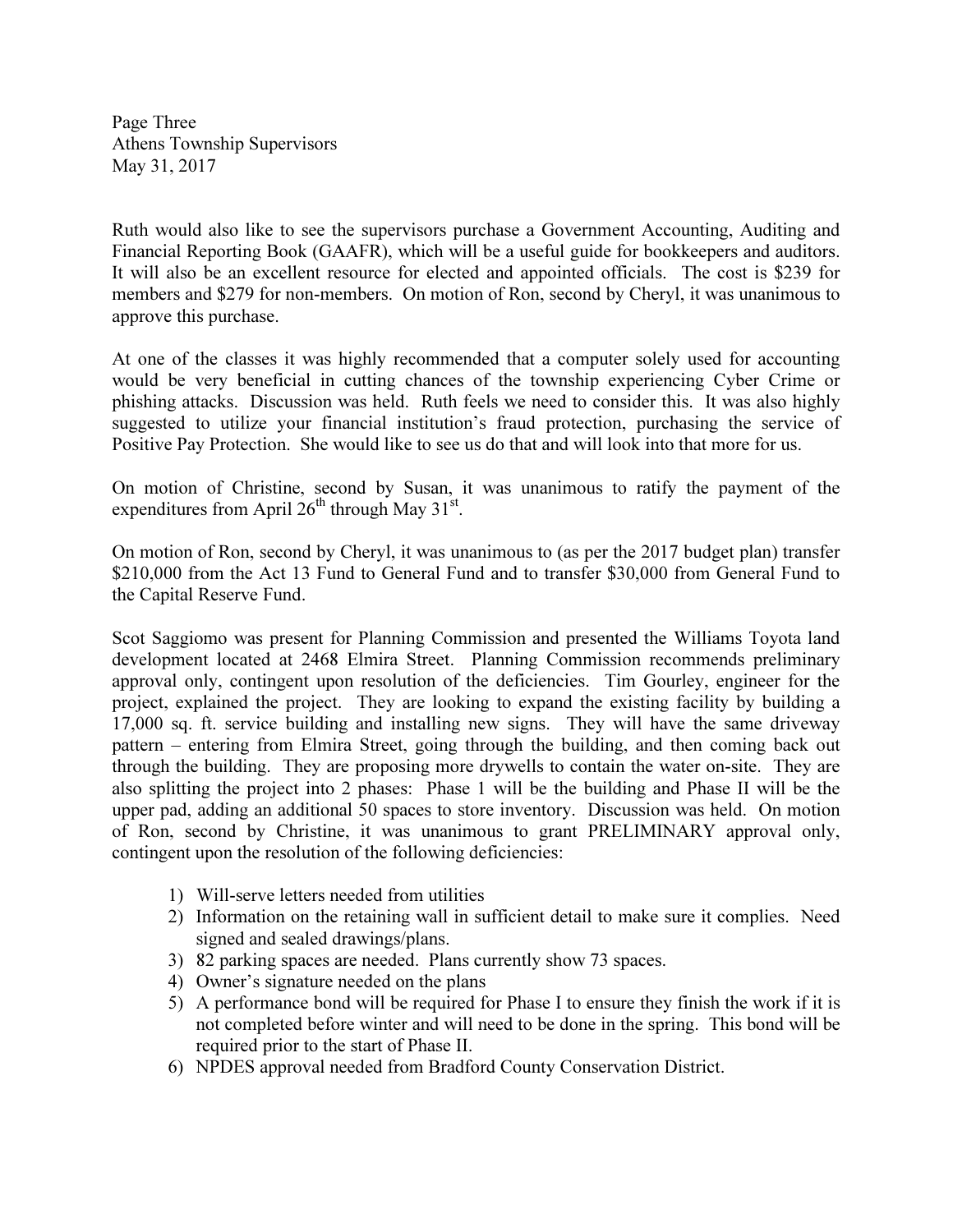Ruth would also like to see the supervisors purchase a Government Accounting, Auditing and Financial Reporting Book (GAAFR), which will be a useful guide for bookkeepers and auditors. It will also be an excellent resource for elected and appointed officials. The cost is $239 for members and $279 for non-members. On motion of Ron, second by Cheryl, it was unanimous to approve this purchase.

At one of the classes it was highly recommended that a computer solely used for accounting would be very beneficial in cutting chances of the township experiencing Cyber Crime or phishing attacks. Discussion was held. Ruth feels we need to consider this. It was also highly suggested to utilize your financial institution's fraud protection, purchasing the service of Positive Pay Protection. She would like to see us do that and will look into that more for us.

On motion of Christine, second by Susan, it was unanimous to ratify the payment of the expenditures from April 26th through May 31st.

On motion of Ron, second by Cheryl, it was unanimous to (as per the 2017 budget plan) transfer $210,000 from the Act 13 Fund to General Fund and to transfer $30,000 from General Fund to the Capital Reserve Fund.

Scot Saggiomo was present for Planning Commission and presented the Williams Toyota land development located at 2468 Elmira Street. Planning Commission recommends preliminary approval only, contingent upon resolution of the deficiencies. Tim Gourley, engineer for the project, explained the project. They are looking to expand the existing facility by building a 17,000 sq. ft. service building and installing new signs. They will have the same driveway pattern – entering from Elmira Street, going through the building, and then coming back out through the building. They are proposing more drywells to contain the water on-site. They are also splitting the project into 2 phases: Phase 1 will be the building and Phase II will be the upper pad, adding an additional 50 spaces to store inventory. Discussion was held. On motion of Ron, second by Christine, it was unanimous to grant PRELIMINARY approval only, contingent upon the resolution of the following deficiencies:

1) Will-serve letters needed from utilities
2) Information on the retaining wall in sufficient detail to make sure it complies. Need signed and sealed drawings/plans.
3) 82 parking spaces are needed. Plans currently show 73 spaces.
4) Owner's signature needed on the plans
5) A performance bond will be required for Phase I to ensure they finish the work if it is not completed before winter and will need to be done in the spring. This bond will be required prior to the start of Phase II.
6) NPDES approval needed from Bradford County Conservation District.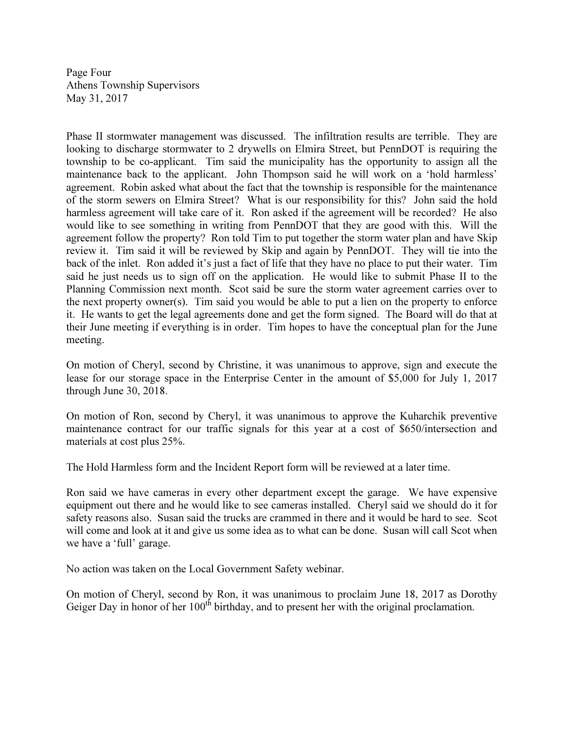Phase II stormwater management was discussed. The infiltration results are terrible. They are looking to discharge stormwater to 2 drywells on Elmira Street, but PennDOT is requiring the township to be co-applicant. Tim said the municipality has the opportunity to assign all the maintenance back to the applicant. John Thompson said he will work on a 'hold harmless' agreement. Robin asked what about the fact that the township is responsible for the maintenance of the storm sewers on Elmira Street? What is our responsibility for this? John said the hold harmless agreement will take care of it. Ron asked if the agreement will be recorded? He also would like to see something in writing from PennDOT that they are good with this. Will the agreement follow the property? Ron told Tim to put together the storm water plan and have Skip review it. Tim said it will be reviewed by Skip and again by PennDOT. They will tie into the back of the inlet. Ron added it's just a fact of life that they have no place to put their water. Tim said he just needs us to sign off on the application. He would like to submit Phase II to the Planning Commission next month. Scot said be sure the storm water agreement carries over to the next property owner(s). Tim said you would be able to put a lien on the property to enforce it. He wants to get the legal agreements done and get the form signed. The Board will do that at their June meeting if everything is in order. Tim hopes to have the conceptual plan for the June meeting.

On motion of Cheryl, second by Christine, it was unanimous to approve, sign and execute the lease for our storage space in the Enterprise Center in the amount of $5,000 for July 1, 2017 through June 30, 2018.

On motion of Ron, second by Cheryl, it was unanimous to approve the Kuharchik preventive maintenance contract for our traffic signals for this year at a cost of $650/intersection and materials at cost plus 25%.

The Hold Harmless form and the Incident Report form will be reviewed at a later time.

Ron said we have cameras in every other department except the garage. We have expensive equipment out there and he would like to see cameras installed. Cheryl said we should do it for safety reasons also. Susan said the trucks are crammed in there and it would be hard to see. Scot will come and look at it and give us some idea as to what can be done. Susan will call Scot when we have a 'full' garage.

No action was taken on the Local Government Safety webinar.

On motion of Cheryl, second by Ron, it was unanimous to proclaim June 18, 2017 as Dorothy Geiger Day in honor of her 100th birthday, and to present her with the original proclamation.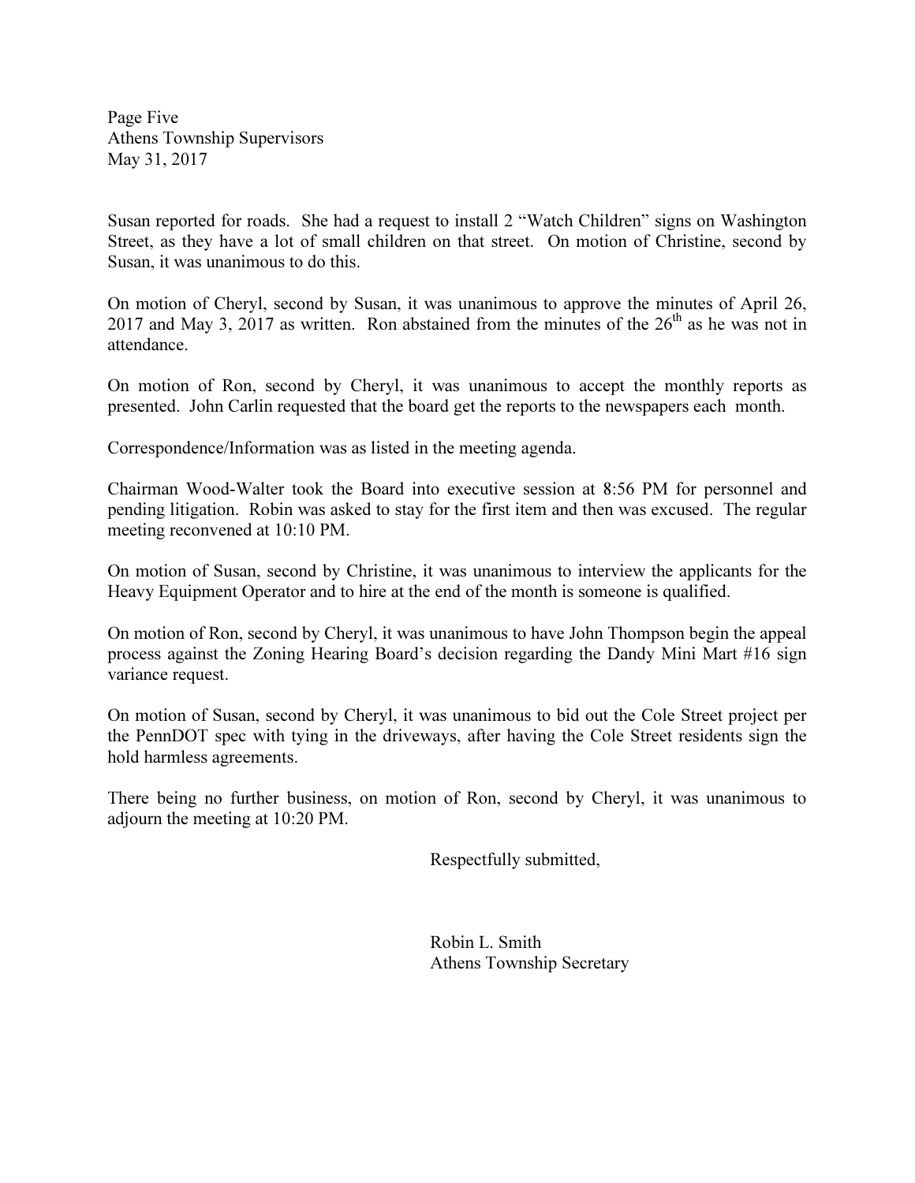Susan reported for roads. She had a request to install 2 "Watch Children" signs on Washington Street, as they have a lot of small children on that street. On motion of Christine, second by Susan, it was unanimous to do this.

On motion of Cheryl, second by Susan, it was unanimous to approve the minutes of April 26, 2017 and May 3, 2017 as written. Ron abstained from the minutes of the 26th as he was not in attendance.

On motion of Ron, second by Cheryl, it was unanimous to accept the monthly reports as presented. John Carlin requested that the board get the reports to the newspapers each month.

Correspondence/Information was as listed in the meeting agenda.

Chairman Wood-Walter took the Board into executive session at 8:56 PM for personnel and pending litigation. Robin was asked to stay for the first item and then was excused. The regular meeting reconvened at 10:10 PM.

On motion of Susan, second by Christine, it was unanimous to interview the applicants for the Heavy Equipment Operator and to hire at the end of the month is someone is qualified.

On motion of Ron, second by Cheryl, it was unanimous to have John Thompson begin the appeal process against the Zoning Hearing Board's decision regarding the Dandy Mini Mart #16 sign variance request.

On motion of Susan, second by Cheryl, it was unanimous to bid out the Cole Street project per the PennDOT spec with tying in the driveways, after having the Cole Street residents sign the hold harmless agreements.

There being no further business, on motion of Ron, second by Cheryl, it was unanimous to adjourn the meeting at 10:20 PM.

Respectfully submitted,

Robin L. Smith
Athens Township Secretary